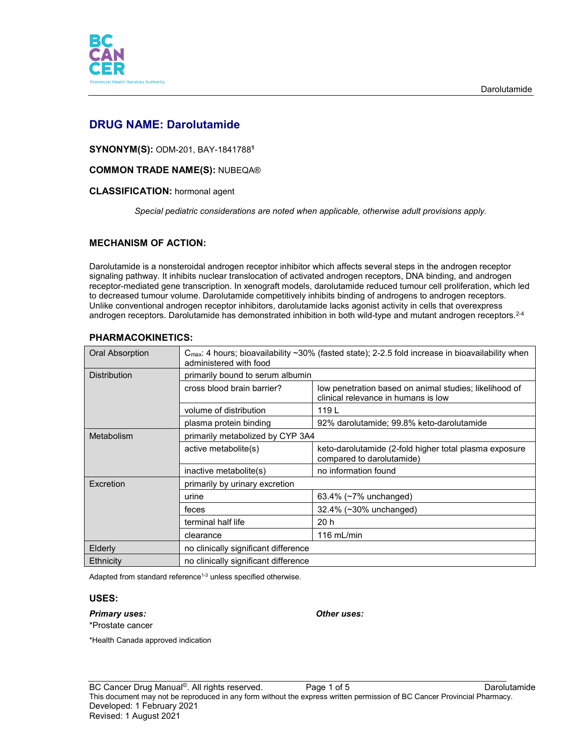# DRUG NAME: Darolutamide

**SYNONYM(S):** ODM-201, BAY-1841788[1]

**COMMON TRADE NAME(S):** NUBEQA®

**CLASSIFICATION:** hormonal agent

*Special pediatric considerations are noted when applicable, otherwise adult provisions apply.*

## MECHANISM OF ACTION:

Darolutamide is a nonsteroidal androgen receptor inhibitor which affects several steps in the androgen receptor signaling pathway. It inhibits nuclear translocation of activated androgen receptors, DNA binding, and androgen receptor-mediated gene transcription. In xenograft models, darolutamide reduced tumour cell proliferation, which led to decreased tumour volume. Darolutamide competitively inhibits binding of androgens to androgen receptors. Unlike conventional androgen receptor inhibitors, darolutamide lacks agonist activity in cells that overexpress androgen receptors. Darolutamide has demonstrated inhibition in both wild-type and mutant androgen receptors.[2-4]

## PHARMACOKINETICS:

| | | |
|---|---|---|
| Oral Absorption | $C_{max}$: 4 hours; bioavailability ~30% (fasted state); 2-2.5 fold increase in bioavailability when administered with food | |
| Distribution | primarily bound to serum albumin | |
| | cross blood brain barrier? | low penetration based on animal studies; likelihood of clinical relevance in humans is low |
| | volume of distribution | 119 L |
| | plasma protein binding | 92% darolutamide; 99.8% keto-darolutamide |
| Metabolism | primarily metabolized by CYP 3A4 | |
| | active metabolite(s) | keto-darolutamide (2-fold higher total plasma exposure compared to darolutamide) |
| | inactive metabolite(s) | no information found |
| Excretion | primarily by urinary excretion | |
| | urine | 63.4% (~7% unchanged) |
| | feces | 32.4% (~30% unchanged) |
| | terminal half life | 20 h |
| | clearance | 116 mL/min |
| Elderly | no clinically significant difference | |
| Ethnicity | no clinically significant difference | |

Adapted from standard reference[1-3] unless specified otherwise.

## USES:

***Primary uses:***

*Prostate cancer

***Other uses:***

*Health Canada approved indication

BC Cancer Drug Manual©. All rights reserved.
This document may not be reproduced in any form without the express written permission of BC Cancer Provincial Pharmacy.
Developed: 1 February 2021
Revised: 1 August 2021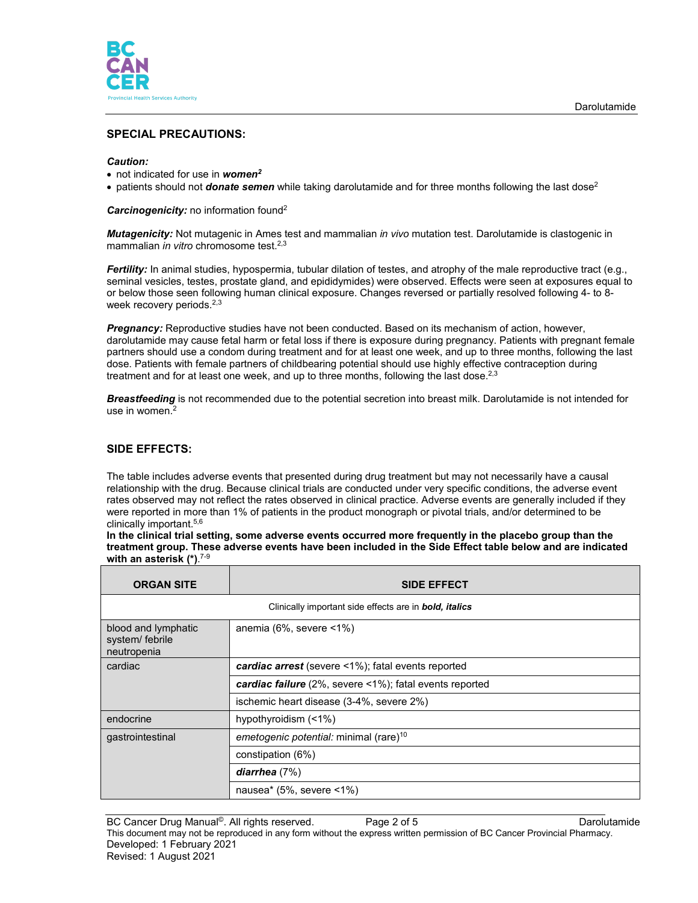## SPECIAL PRECAUTIONS:

***Caution:***

- not indicated for use in ***women***[2]
- patients should not ***donate semen*** while taking darolutamide and for three months following the last dose[2]

***Carcinogenicity:*** no information found[2]

***Mutagenicity:*** Not mutagenic in Ames test and mammalian *in vivo* mutation test. Darolutamide is clastogenic in mammalian *in vitro* chromosome test.[2,3]

***Fertility:*** In animal studies, hypospermia, tubular dilation of testes, and atrophy of the male reproductive tract (e.g., seminal vesicles, testes, prostate gland, and epididymides) were observed. Effects were seen at exposures equal to or below those seen following human clinical exposure. Changes reversed or partially resolved following 4- to 8-week recovery periods.[2,3]

***Pregnancy:*** Reproductive studies have not been conducted. Based on its mechanism of action, however, darolutamide may cause fetal harm or fetal loss if there is exposure during pregnancy. Patients with pregnant female partners should use a condom during treatment and for at least one week, and up to three months, following the last dose. Patients with female partners of childbearing potential should use highly effective contraception during treatment and for at least one week, and up to three months, following the last dose.[2,3]

***Breastfeeding*** is not recommended due to the potential secretion into breast milk. Darolutamide is not intended for use in women.[2]

## SIDE EFFECTS:

The table includes adverse events that presented during drug treatment but may not necessarily have a causal relationship with the drug. Because clinical trials are conducted under very specific conditions, the adverse event rates observed may not reflect the rates observed in clinical practice. Adverse events are generally included if they were reported in more than 1% of patients in the product monograph or pivotal trials, and/or determined to be clinically important.[5,6]

**In the clinical trial setting, some adverse events occurred more frequently in the placebo group than the treatment group. These adverse events have been included in the Side Effect table below and are indicated with an asterisk (*).**[7-9]

| ORGAN SITE | SIDE EFFECT |
|---|---|
| Clinically important side effects are in ***bold, italics*** | |
| blood and lymphatic system/ febrile neutropenia | anemia (6%, severe <1%) |
| cardiac | ***cardiac arrest*** (severe <1%); fatal events reported |
| | ***cardiac failure*** (2%, severe <1%); fatal events reported |
| | ischemic heart disease (3-4%, severe 2%) |
| endocrine | hypothyroidism (<1%) |
| gastrointestinal | *emetogenic potential:* minimal (rare)[10] |
| | constipation (6%) |
| | ***diarrhea*** (7%) |
| | nausea* (5%, severe <1%) |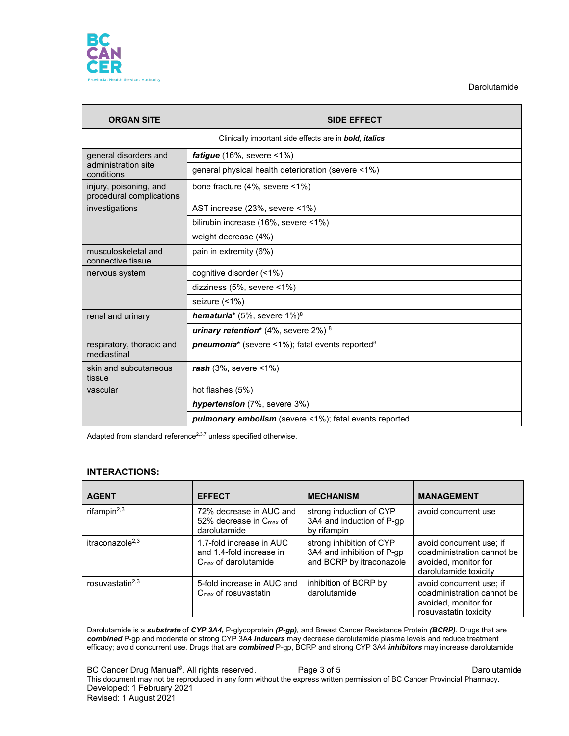| ORGAN SITE | SIDE EFFECT |
|---|---|
| Clinically important side effects are in ***bold, italics*** | |
| general disorders and administration site conditions | ***fatigue*** (16%, severe <1%) |
| | general physical health deterioration (severe <1%) |
| injury, poisoning, and procedural complications | bone fracture (4%, severe <1%) |
| investigations | AST increase (23%, severe <1%) |
| | bilirubin increase (16%, severe <1%) |
| | weight decrease (4%) |
| musculoskeletal and connective tissue | pain in extremity (6%) |
| nervous system | cognitive disorder (<1%) |
| | dizziness (5%, severe <1%) |
| | seizure (<1%) |
| renal and urinary | ***hematuria**** (5%, severe 1%)[8] |
| | ***urinary retention**** (4%, severe 2%)[8] |
| respiratory, thoracic and mediastinal | ***pneumonia**** (severe <1%); fatal events reported[8] |
| skin and subcutaneous tissue | ***rash*** (3%, severe <1%) |
| vascular | hot flashes (5%) |
| | ***hypertension*** (7%, severe 3%) |
| | ***pulmonary embolism*** (severe <1%); fatal events reported |

Adapted from standard reference[2,3,7] unless specified otherwise.

## INTERACTIONS:

| AGENT | EFFECT | MECHANISM | MANAGEMENT |
|---|---|---|---|
| rifampin[2,3] | 72% decrease in AUC and 52% decrease in $C_{max}$ of darolutamide | strong induction of CYP 3A4 and induction of P-gp by rifampin | avoid concurrent use |
| itraconazole[2,3] | 1.7-fold increase in AUC and 1.4-fold increase in $C_{max}$ of darolutamide | strong inhibition of CYP 3A4 and inhibition of P-gp and BCRP by itraconazole | avoid concurrent use; if coadministration cannot be avoided, monitor for darolutamide toxicity |
| rosuvastatin[2,3] | 5-fold increase in AUC and $C_{max}$ of rosuvastatin | inhibition of BCRP by darolutamide | avoid concurrent use; if coadministration cannot be avoided, monitor for rosuvastatin toxicity |

Darolutamide is a ***substrate*** of ***CYP 3A4,*** P-glycoprotein ***(P-gp)***, and Breast Cancer Resistance Protein ***(BCRP)***. Drugs that are ***combined*** P-gp and moderate or strong CYP 3A4 ***inducers*** may decrease darolutamide plasma levels and reduce treatment efficacy; avoid concurrent use. Drugs that are ***combined*** P-gp, BCRP and strong CYP 3A4 ***inhibitors*** may increase darolutamide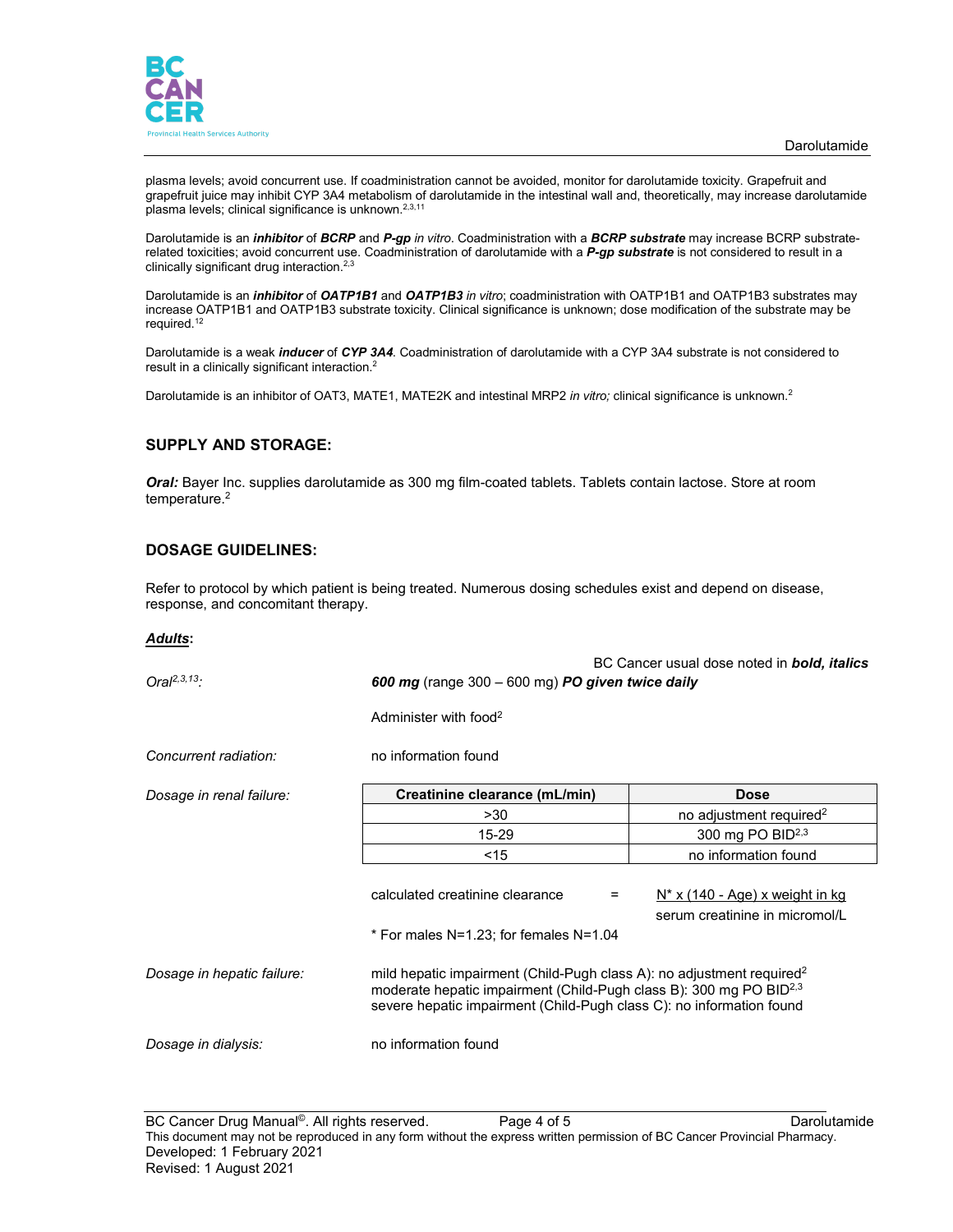plasma levels; avoid concurrent use. If coadministration cannot be avoided, monitor for darolutamide toxicity. Grapefruit and grapefruit juice may inhibit CYP 3A4 metabolism of darolutamide in the intestinal wall and, theoretically, may increase darolutamide plasma levels; clinical significance is unknown.[2,3,11]

Darolutamide is an ***inhibitor*** of ***BCRP*** and ***P-gp*** *in vitro*. Coadministration with a ***BCRP substrate*** may increase BCRP substrate-related toxicities; avoid concurrent use. Coadministration of darolutamide with a ***P-gp substrate*** is not considered to result in a clinically significant drug interaction.[2,3]

Darolutamide is an ***inhibitor*** of ***OATP1B1*** and ***OATP1B3*** *in vitro*; coadministration with OATP1B1 and OATP1B3 substrates may increase OATP1B1 and OATP1B3 substrate toxicity. Clinical significance is unknown; dose modification of the substrate may be required.[12]

Darolutamide is a weak ***inducer*** of ***CYP 3A4***. Coadministration of darolutamide with a CYP 3A4 substrate is not considered to result in a clinically significant interaction.[2]

Darolutamide is an inhibitor of OAT3, MATE1, MATE2K and intestinal MRP2 *in vitro;* clinical significance is unknown.[2]

## SUPPLY AND STORAGE:

***Oral:*** Bayer Inc. supplies darolutamide as 300 mg film-coated tablets. Tablets contain lactose. Store at room temperature.[2]

## DOSAGE GUIDELINES:

Refer to protocol by which patient is being treated. Numerous dosing schedules exist and depend on disease, response, and concomitant therapy.

***Adults*:**

BC Cancer usual dose noted in ***bold, italics***

*Oral*[2,3,13]*:* ***600 mg*** (range 300 – 600 mg) ***PO given twice daily***

Administer with food[2]

*Concurrent radiation:* no information found

*Dosage in renal failure:*

| Creatinine clearance (mL/min) | Dose |
|---|---|
| >30 | no adjustment required[2] |
| 15-29 | 300 mg PO BID[2,3] |
| <15 | no information found |

$$\text{calculated creatinine clearance} = \frac{N^* \times (140 - \text{Age}) \times \text{weight in kg}}{\text{serum creatinine in micromol/L}}$$

\* For males N=1.23; for females N=1.04

*Dosage in hepatic failure:*

mild hepatic impairment (Child-Pugh class A): no adjustment required[2]
moderate hepatic impairment (Child-Pugh class B): 300 mg PO BID[2,3]
severe hepatic impairment (Child-Pugh class C): no information found

*Dosage in dialysis:* no information found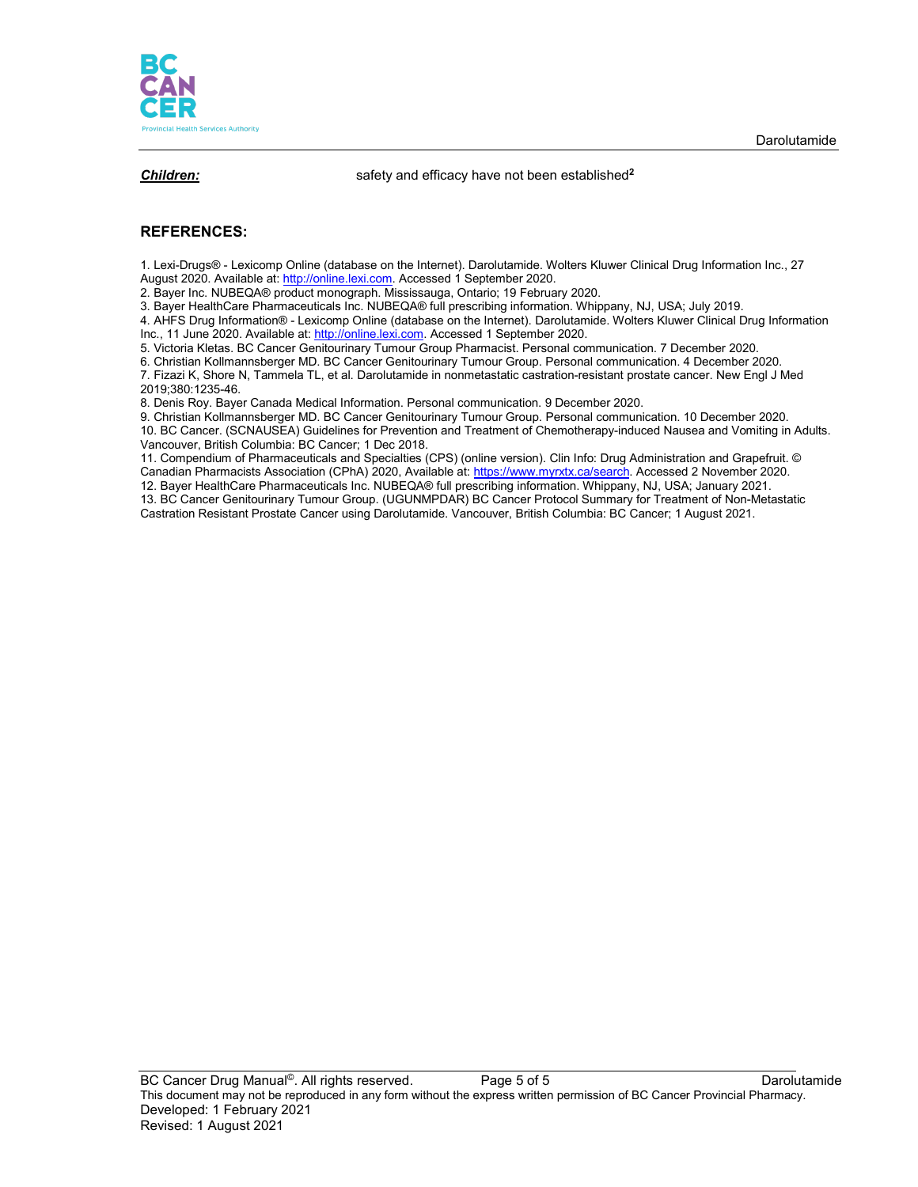***Children:*** safety and efficacy have not been established[2]

## REFERENCES:

1. Lexi-Drugs® - Lexicomp Online (database on the Internet). Darolutamide. Wolters Kluwer Clinical Drug Information Inc., 27 August 2020. Available at: http://online.lexi.com. Accessed 1 September 2020.
2. Bayer Inc. NUBEQA® product monograph. Mississauga, Ontario; 19 February 2020.
3. Bayer HealthCare Pharmaceuticals Inc. NUBEQA® full prescribing information. Whippany, NJ, USA; July 2019.
4. AHFS Drug Information® - Lexicomp Online (database on the Internet). Darolutamide. Wolters Kluwer Clinical Drug Information Inc., 11 June 2020. Available at: http://online.lexi.com. Accessed 1 September 2020.
5. Victoria Kletas. BC Cancer Genitourinary Tumour Group Pharmacist. Personal communication. 7 December 2020.
6. Christian Kollmannsberger MD. BC Cancer Genitourinary Tumour Group. Personal communication. 4 December 2020.
7. Fizazi K, Shore N, Tammela TL, et al. Darolutamide in nonmetastatic castration-resistant prostate cancer. New Engl J Med 2019;380:1235-46.
8. Denis Roy. Bayer Canada Medical Information. Personal communication. 9 December 2020.
9. Christian Kollmannsberger MD. BC Cancer Genitourinary Tumour Group. Personal communication. 10 December 2020.
10. BC Cancer. (SCNAUSEA) Guidelines for Prevention and Treatment of Chemotherapy-induced Nausea and Vomiting in Adults. Vancouver, British Columbia: BC Cancer; 1 Dec 2018.
11. Compendium of Pharmaceuticals and Specialties (CPS) (online version). Clin Info: Drug Administration and Grapefruit. © Canadian Pharmacists Association (CPhA) 2020, Available at: https://www.myrxtx.ca/search. Accessed 2 November 2020.
12. Bayer HealthCare Pharmaceuticals Inc. NUBEQA® full prescribing information. Whippany, NJ, USA; January 2021.
13. BC Cancer Genitourinary Tumour Group. (UGUNMPDAR) BC Cancer Protocol Summary for Treatment of Non-Metastatic Castration Resistant Prostate Cancer using Darolutamide. Vancouver, British Columbia: BC Cancer; 1 August 2021.

BC Cancer Drug Manual©. All rights reserved.
This document may not be reproduced in any form without the express written permission of BC Cancer Provincial Pharmacy.
Developed: 1 February 2021
Revised: 1 August 2021